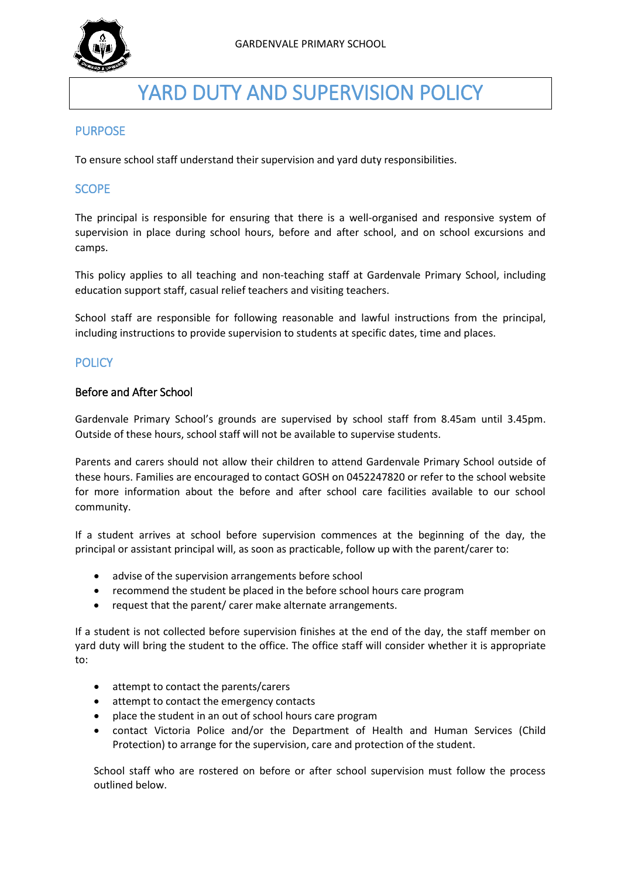GARDENVALE PRIMARY SCHOOL

# YARD DUTY AND SUPERVISION POLICY

## PURPOSE

To ensure school staff understand their supervision and yard duty responsibilities.

## SCOPE

The principal is responsible for ensuring that there is a well-organised and responsive system of supervision in place during school hours, before and after school, and on school excursions and camps.

This policy applies to all teaching and non-teaching staff at Gardenvale Primary School, including education support staff, casual relief teachers and visiting teachers.

School staff are responsible for following reasonable and lawful instructions from the principal, including instructions to provide supervision to students at specific dates, time and places.

## POLICY

### Before and After School

Gardenvale Primary School's grounds are supervised by school staff from 8.45am until 3.45pm. Outside of these hours, school staff will not be available to supervise students.

Parents and carers should not allow their children to attend Gardenvale Primary School outside of these hours. Families are encouraged to contact GOSH on 0452247820 or refer to the school website for more information about the before and after school care facilities available to our school community.

If a student arrives at school before supervision commences at the beginning of the day, the principal or assistant principal will, as soon as practicable, follow up with the parent/carer to:

- advise of the supervision arrangements before school
- recommend the student be placed in the before school hours care program
- request that the parent/ carer make alternate arrangements.

If a student is not collected before supervision finishes at the end of the day, the staff member on yard duty will bring the student to the office. The office staff will consider whether it is appropriate to:

- attempt to contact the parents/carers
- attempt to contact the emergency contacts
- place the student in an out of school hours care program
- contact Victoria Police and/or the Department of Health and Human Services (Child Protection) to arrange for the supervision, care and protection of the student.

School staff who are rostered on before or after school supervision must follow the process outlined below.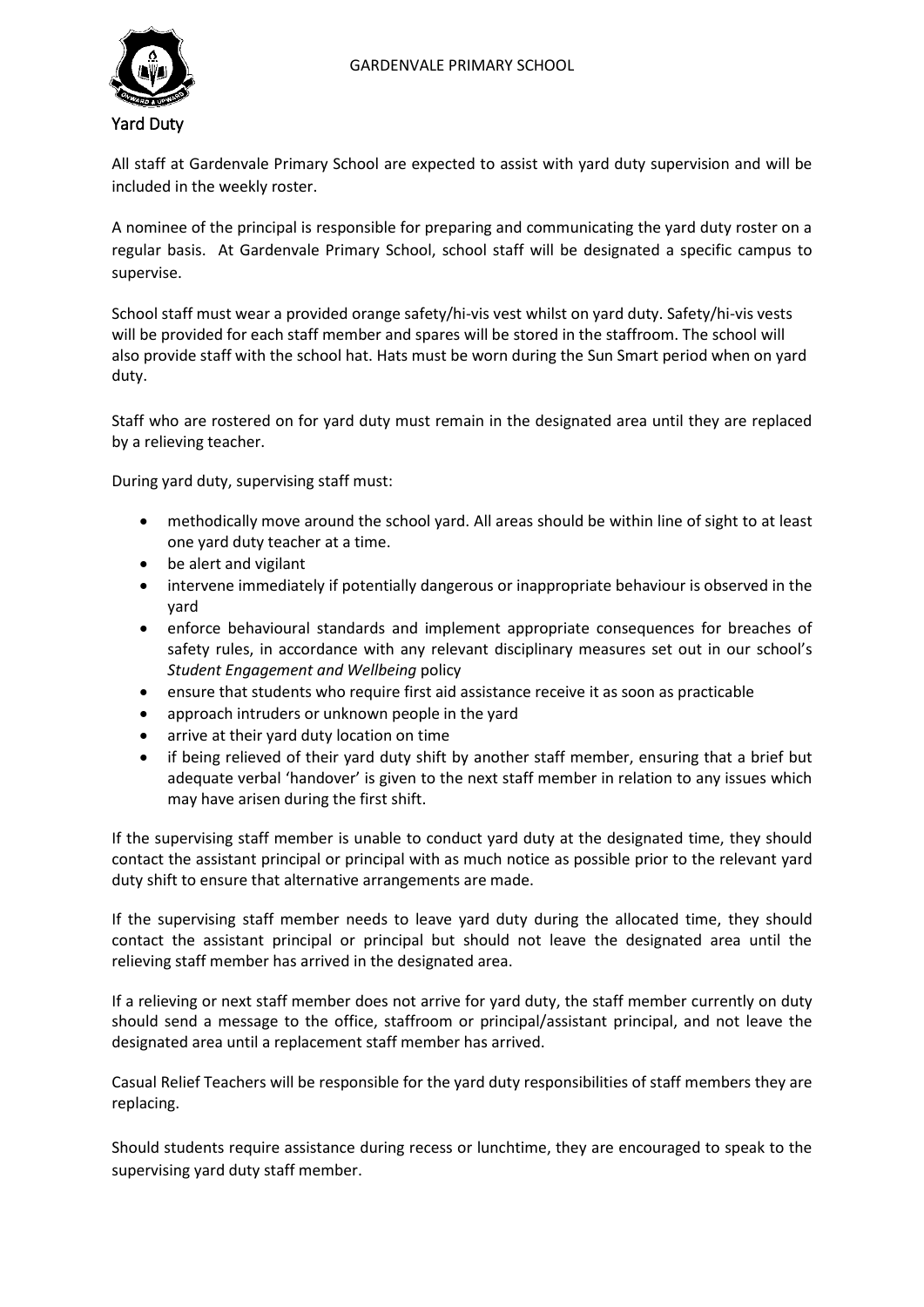## Yard Duty

All staff at Gardenvale Primary School are expected to assist with yard duty supervision and will be included in the weekly roster.

A nominee of the principal is responsible for preparing and communicating the yard duty roster on a regular basis. At Gardenvale Primary School, school staff will be designated a specific campus to supervise.

School staff must wear a provided orange safety/hi-vis vest whilst on yard duty. Safety/hi-vis vests will be provided for each staff member and spares will be stored in the staffroom. The school will also provide staff with the school hat. Hats must be worn during the Sun Smart period when on yard duty.

Staff who are rostered on for yard duty must remain in the designated area until they are replaced by a relieving teacher.

During yard duty, supervising staff must:

- methodically move around the school yard. All areas should be within line of sight to at least one yard duty teacher at a time.
- be alert and vigilant
- intervene immediately if potentially dangerous or inappropriate behaviour is observed in the yard
- enforce behavioural standards and implement appropriate consequences for breaches of safety rules, in accordance with any relevant disciplinary measures set out in our school's *Student Engagement and Wellbeing* policy
- ensure that students who require first aid assistance receive it as soon as practicable
- approach intruders or unknown people in the yard
- arrive at their yard duty location on time
- if being relieved of their yard duty shift by another staff member, ensuring that a brief but adequate verbal 'handover' is given to the next staff member in relation to any issues which may have arisen during the first shift.

If the supervising staff member is unable to conduct yard duty at the designated time, they should contact the assistant principal or principal with as much notice as possible prior to the relevant yard duty shift to ensure that alternative arrangements are made.

If the supervising staff member needs to leave yard duty during the allocated time, they should contact the assistant principal or principal but should not leave the designated area until the relieving staff member has arrived in the designated area.

If a relieving or next staff member does not arrive for yard duty, the staff member currently on duty should send a message to the office, staffroom or principal/assistant principal, and not leave the designated area until a replacement staff member has arrived.

Casual Relief Teachers will be responsible for the yard duty responsibilities of staff members they are replacing.

Should students require assistance during recess or lunchtime, they are encouraged to speak to the supervising yard duty staff member.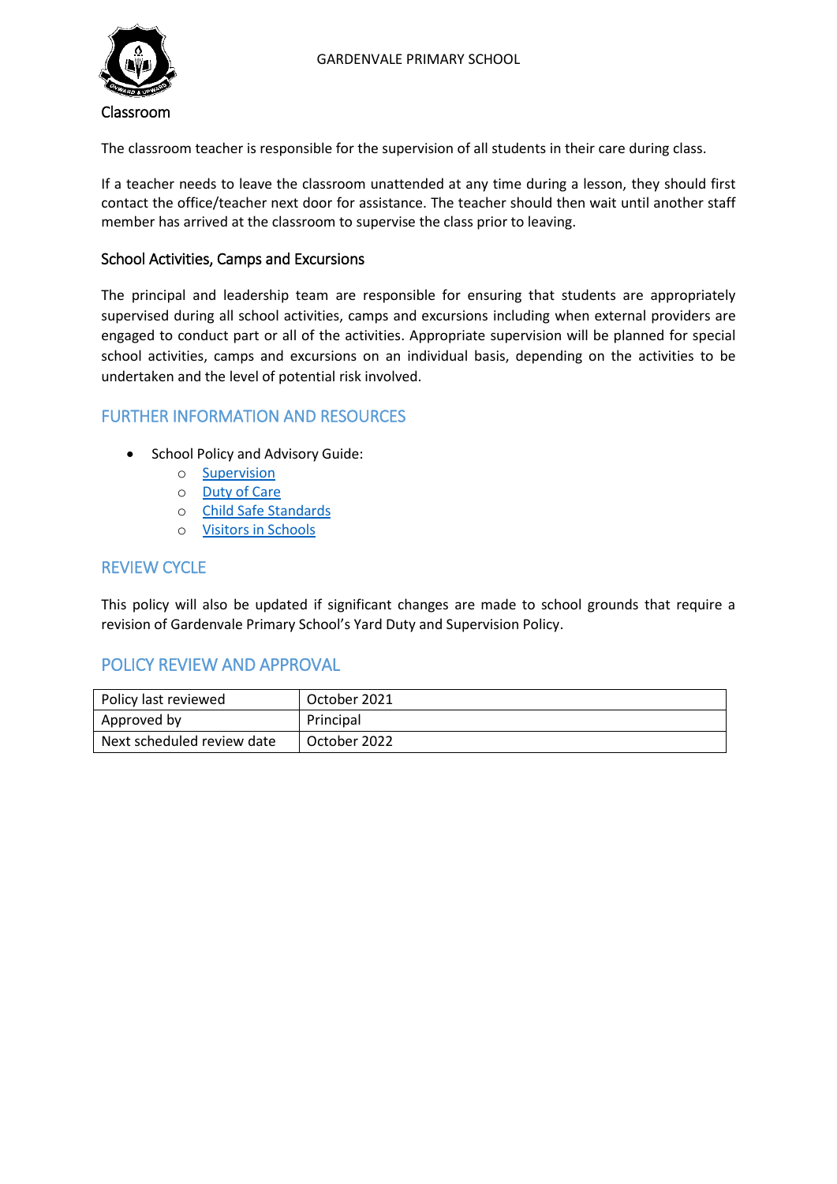### Classroom

The classroom teacher is responsible for the supervision of all students in their care during class.

If a teacher needs to leave the classroom unattended at any time during a lesson, they should first contact the office/teacher next door for assistance. The teacher should then wait until another staff member has arrived at the classroom to supervise the class prior to leaving.

### School Activities, Camps and Excursions

The principal and leadership team are responsible for ensuring that students are appropriately supervised during all school activities, camps and excursions including when external providers are engaged to conduct part or all of the activities. Appropriate supervision will be planned for special school activities, camps and excursions on an individual basis, depending on the activities to be undertaken and the level of potential risk involved.

## FURTHER INFORMATION AND RESOURCES

- School Policy and Advisory Guide:
  - Supervision
  - Duty of Care
  - Child Safe Standards
  - Visitors in Schools

## REVIEW CYCLE

This policy will also be updated if significant changes are made to school grounds that require a revision of Gardenvale Primary School's Yard Duty and Supervision Policy.

## POLICY REVIEW AND APPROVAL

| | |
|---|---|
| Policy last reviewed | October 2021 |
| Approved by | Principal |
| Next scheduled review date | October 2022 |